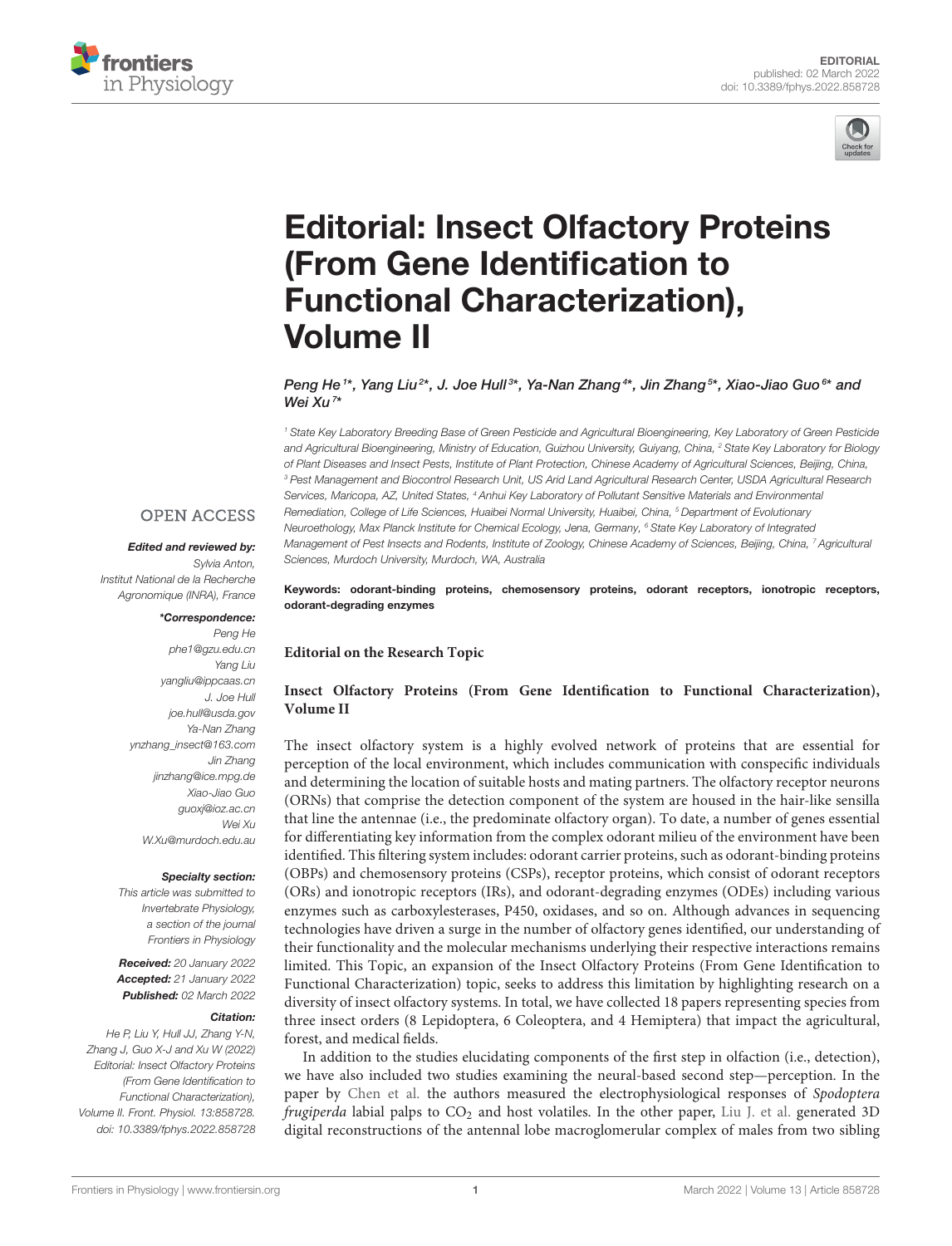EDITORIAL
published: 02 March 2022
doi: 10.3389/fphys.2022.858728

# Editorial: Insect Olfactory Proteins (From Gene Identification to Functional Characterization), Volume II

*Peng He[1]*, Yang Liu[2]*, J. Joe Hull[3]*, Ya-Nan Zhang[4]*, Jin Zhang[5]*, Xiao-Jiao Guo[6]* and Wei Xu[7]**

[1] State Key Laboratory Breeding Base of Green Pesticide and Agricultural Bioengineering, Key Laboratory of Green Pesticide and Agricultural Bioengineering, Ministry of Education, Guizhou University, Guiyang, China, [2] State Key Laboratory for Biology of Plant Diseases and Insect Pests, Institute of Plant Protection, Chinese Academy of Agricultural Sciences, Beijing, China, [3] Pest Management and Biocontrol Research Unit, US Arid Land Agricultural Research Center, USDA Agricultural Research Services, Maricopa, AZ, United States, [4] Anhui Key Laboratory of Pollutant Sensitive Materials and Environmental Remediation, College of Life Sciences, Huaibei Normal University, Huaibei, China, [5] Department of Evolutionary Neuroethology, Max Planck Institute for Chemical Ecology, Jena, Germany, [6] State Key Laboratory of Integrated Management of Pest Insects and Rodents, Institute of Zoology, Chinese Academy of Sciences, Beijing, China, [7] Agricultural Sciences, Murdoch University, Murdoch, WA, Australia

OPEN ACCESS

***Edited and reviewed by:***
*Sylvia Anton,*
*Institut National de la Recherche Agronomique (INRA), France*

***\*Correspondence:***
*Peng He*
*phe1@gzu.edu.cn*
*Yang Liu*
*yangliu@ippcaas.cn*
*J. Joe Hull*
*joe.hull@usda.gov*
*Ya-Nan Zhang*
*ynzhang_insect@163.com*
*Jin Zhang*
*jinzhang@ice.mpg.de*
*Xiao-Jiao Guo*
*guoxj@ioz.ac.cn*
*Wei Xu*
*W.Xu@murdoch.edu.au*

***Specialty section:***
*This article was submitted to Invertebrate Physiology, a section of the journal Frontiers in Physiology*

***Received:*** *20 January 2022*
***Accepted:*** *21 January 2022*
***Published:*** *02 March 2022*

***Citation:***
*He P, Liu Y, Hull JJ, Zhang Y-N, Zhang J, Guo X-J and Xu W (2022) Editorial: Insect Olfactory Proteins (From Gene Identification to Functional Characterization), Volume II. Front. Physiol. 13:858728. doi: 10.3389/fphys.2022.858728*

**Keywords: odorant-binding proteins, chemosensory proteins, odorant receptors, ionotropic receptors, odorant-degrading enzymes**

**Editorial on the Research Topic**

**Insect Olfactory Proteins (From Gene Identification to Functional Characterization), Volume II**

The insect olfactory system is a highly evolved network of proteins that are essential for perception of the local environment, which includes communication with conspecific individuals and determining the location of suitable hosts and mating partners. The olfactory receptor neurons (ORNs) that comprise the detection component of the system are housed in the hair-like sensilla that line the antennae (i.e., the predominate olfactory organ). To date, a number of genes essential for differentiating key information from the complex odorant milieu of the environment have been identified. This filtering system includes: odorant carrier proteins, such as odorant-binding proteins (OBPs) and chemosensory proteins (CSPs), receptor proteins, which consist of odorant receptors (ORs) and ionotropic receptors (IRs), and odorant-degrading enzymes (ODEs) including various enzymes such as carboxylesterases, P450, oxidases, and so on. Although advances in sequencing technologies have driven a surge in the number of olfactory genes identified, our understanding of their functionality and the molecular mechanisms underlying their respective interactions remains limited. This Topic, an expansion of the Insect Olfactory Proteins (From Gene Identification to Functional Characterization) topic, seeks to address this limitation by highlighting research on a diversity of insect olfactory systems. In total, we have collected 18 papers representing species from three insect orders (8 Lepidoptera, 6 Coleoptera, and 4 Hemiptera) that impact the agricultural, forest, and medical fields.

In addition to the studies elucidating components of the first step in olfaction (i.e., detection), we have also included two studies examining the neural-based second step—perception. In the paper by Chen et al. the authors measured the electrophysiological responses of *Spodoptera frugiperda* labial palps to $CO_2$ and host volatiles. In the other paper, Liu J. et al. generated 3D digital reconstructions of the antennal lobe macroglomerular complex of males from two sibling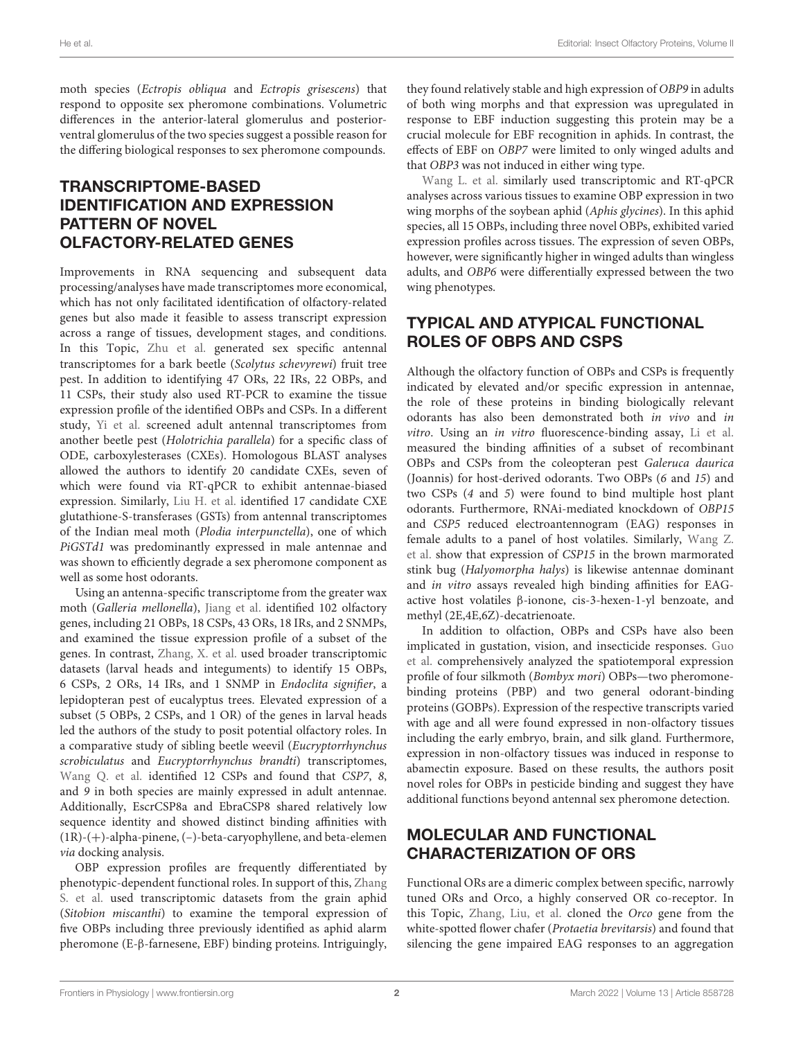moth species (*Ectropis obliqua* and *Ectropis grisescens*) that respond to opposite sex pheromone combinations. Volumetric differences in the anterior-lateral glomerulus and posterior-ventral glomerulus of the two species suggest a possible reason for the differing biological responses to sex pheromone compounds.

## TRANSCRIPTOME-BASED IDENTIFICATION AND EXPRESSION PATTERN OF NOVEL OLFACTORY-RELATED GENES

Improvements in RNA sequencing and subsequent data processing/analyses have made transcriptomes more economical, which has not only facilitated identification of olfactory-related genes but also made it feasible to assess transcript expression across a range of tissues, development stages, and conditions. In this Topic, Zhu et al. generated sex specific antennal transcriptomes for a bark beetle (*Scolytus schevyrewi*) fruit tree pest. In addition to identifying 47 ORs, 22 IRs, 22 OBPs, and 11 CSPs, their study also used RT-PCR to examine the tissue expression profile of the identified OBPs and CSPs. In a different study, Yi et al. screened adult antennal transcriptomes from another beetle pest (*Holotrichia parallela*) for a specific class of ODE, carboxylesterases (CXEs). Homologous BLAST analyses allowed the authors to identify 20 candidate CXEs, seven of which were found via RT-qPCR to exhibit antennae-biased expression. Similarly, Liu H. et al. identified 17 candidate CXE glutathione-S-transferases (GSTs) from antennal transcriptomes of the Indian meal moth (*Plodia interpunctella*), one of which *PiGSTd1* was predominantly expressed in male antennae and was shown to efficiently degrade a sex pheromone component as well as some host odorants.

Using an antenna-specific transcriptome from the greater wax moth (*Galleria mellonella*), Jiang et al. identified 102 olfactory genes, including 21 OBPs, 18 CSPs, 43 ORs, 18 IRs, and 2 SNMPs, and examined the tissue expression profile of a subset of the genes. In contrast, Zhang, X. et al. used broader transcriptomic datasets (larval heads and integuments) to identify 15 OBPs, 6 CSPs, 2 ORs, 14 IRs, and 1 SNMP in *Endoclita signifier*, a lepidopteran pest of eucalyptus trees. Elevated expression of a subset (5 OBPs, 2 CSPs, and 1 OR) of the genes in larval heads led the authors of the study to posit potential olfactory roles. In a comparative study of sibling beetle weevil (*Eucryptorrhynchus scrobiculatus* and *Eucryptorrhynchus brandti*) transcriptomes, Wang Q. et al. identified 12 CSPs and found that *CSP7*, *8*, and *9* in both species are mainly expressed in adult antennae. Additionally, EscrCSP8a and EbraCSP8 shared relatively low sequence identity and showed distinct binding affinities with (1R)-(+)-alpha-pinene, (–)-beta-caryophyllene, and beta-elemen *via* docking analysis.

OBP expression profiles are frequently differentiated by phenotypic-dependent functional roles. In support of this, Zhang S. et al. used transcriptomic datasets from the grain aphid (*Sitobion miscanthi*) to examine the temporal expression of five OBPs including three previously identified as aphid alarm pheromone (E-β-farnesene, EBF) binding proteins. Intriguingly, they found relatively stable and high expression of *OBP9* in adults of both wing morphs and that expression was upregulated in response to EBF induction suggesting this protein may be a crucial molecule for EBF recognition in aphids. In contrast, the effects of EBF on *OBP7* were limited to only winged adults and that *OBP3* was not induced in either wing type.

Wang L. et al. similarly used transcriptomic and RT-qPCR analyses across various tissues to examine OBP expression in two wing morphs of the soybean aphid (*Aphis glycines*). In this aphid species, all 15 OBPs, including three novel OBPs, exhibited varied expression profiles across tissues. The expression of seven OBPs, however, were significantly higher in winged adults than wingless adults, and *OBP6* were differentially expressed between the two wing phenotypes.

## TYPICAL AND ATYPICAL FUNCTIONAL ROLES OF OBPS AND CSPS

Although the olfactory function of OBPs and CSPs is frequently indicated by elevated and/or specific expression in antennae, the role of these proteins in binding biologically relevant odorants has also been demonstrated both *in vivo* and *in vitro*. Using an *in vitro* fluorescence-binding assay, Li et al. measured the binding affinities of a subset of recombinant OBPs and CSPs from the coleopteran pest *Galeruca daurica* (Joannis) for host-derived odorants. Two OBPs (*6* and *15*) and two CSPs (*4* and *5*) were found to bind multiple host plant odorants. Furthermore, RNAi-mediated knockdown of *OBP15* and *CSP5* reduced electroantennogram (EAG) responses in female adults to a panel of host volatiles. Similarly, Wang Z. et al. show that expression of *CSP15* in the brown marmorated stink bug (*Halyomorpha halys*) is likewise antennae dominant and *in vitro* assays revealed high binding affinities for EAG-active host volatiles β-ionone, cis-3-hexen-1-yl benzoate, and methyl (2E,4E,6Z)-decatrienoate.

In addition to olfaction, OBPs and CSPs have also been implicated in gustation, vision, and insecticide responses. Guo et al. comprehensively analyzed the spatiotemporal expression profile of four silkmoth (*Bombyx mori*) OBPs—two pheromone-binding proteins (PBP) and two general odorant-binding proteins (GOBPs). Expression of the respective transcripts varied with age and all were found expressed in non-olfactory tissues including the early embryo, brain, and silk gland. Furthermore, expression in non-olfactory tissues was induced in response to abamectin exposure. Based on these results, the authors posit novel roles for OBPs in pesticide binding and suggest they have additional functions beyond antennal sex pheromone detection.

## MOLECULAR AND FUNCTIONAL CHARACTERIZATION OF ORS

Functional ORs are a dimeric complex between specific, narrowly tuned ORs and Orco, a highly conserved OR co-receptor. In this Topic, Zhang, Liu, et al. cloned the *Orco* gene from the white-spotted flower chafer (*Protaetia brevitarsis*) and found that silencing the gene impaired EAG responses to an aggregation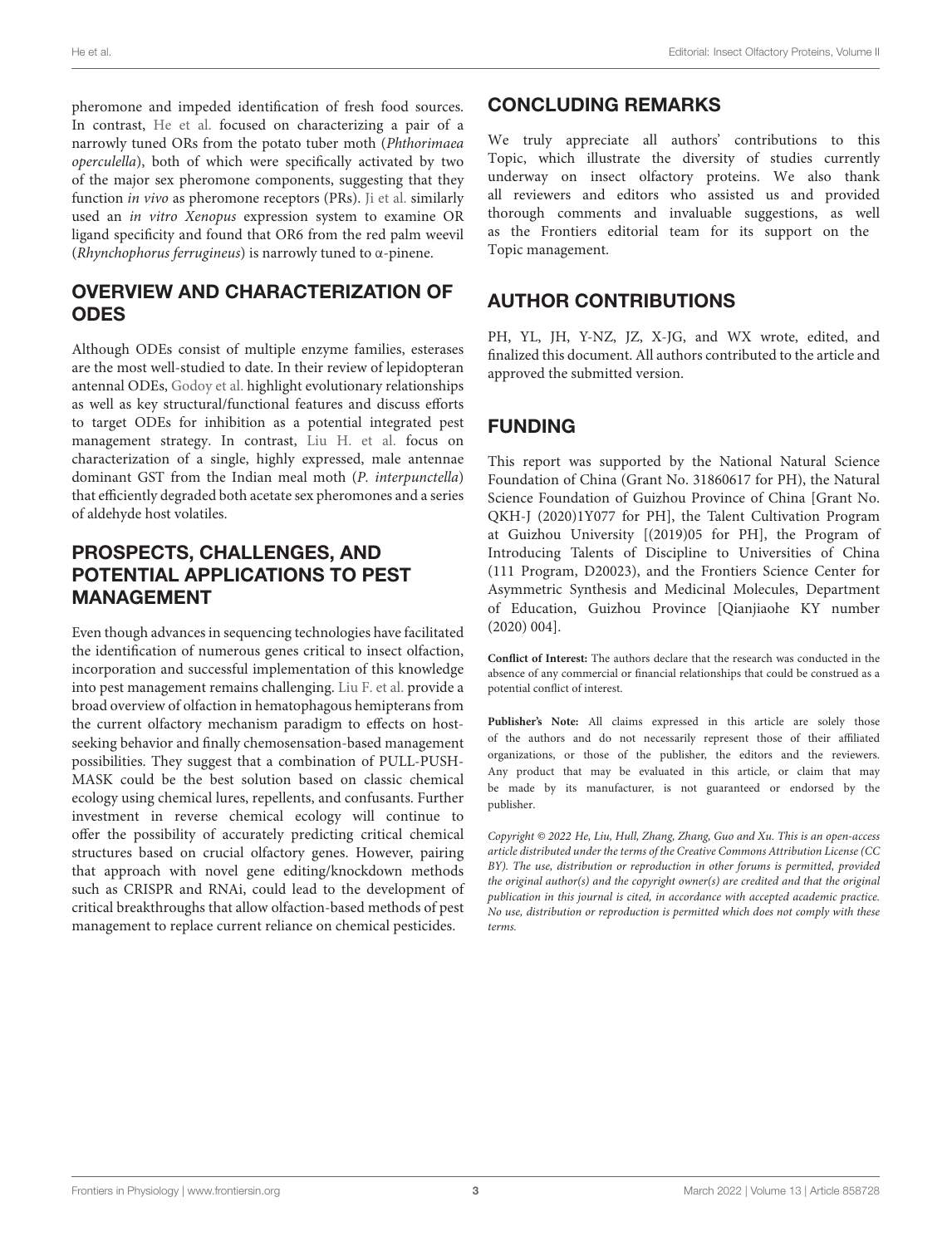pheromone and impeded identification of fresh food sources. In contrast, He et al. focused on characterizing a pair of a narrowly tuned ORs from the potato tuber moth (*Phthorimaea operculella*), both of which were specifically activated by two of the major sex pheromone components, suggesting that they function *in vivo* as pheromone receptors (PRs). Ji et al. similarly used an *in vitro Xenopus* expression system to examine OR ligand specificity and found that OR6 from the red palm weevil (*Rhynchophorus ferrugineus*) is narrowly tuned to α-pinene.

## OVERVIEW AND CHARACTERIZATION OF ODES

Although ODEs consist of multiple enzyme families, esterases are the most well-studied to date. In their review of lepidopteran antennal ODEs, Godoy et al. highlight evolutionary relationships as well as key structural/functional features and discuss efforts to target ODEs for inhibition as a potential integrated pest management strategy. In contrast, Liu H. et al. focus on characterization of a single, highly expressed, male antennae dominant GST from the Indian meal moth (*P. interpunctella*) that efficiently degraded both acetate sex pheromones and a series of aldehyde host volatiles.

## PROSPECTS, CHALLENGES, AND POTENTIAL APPLICATIONS TO PEST MANAGEMENT

Even though advances in sequencing technologies have facilitated the identification of numerous genes critical to insect olfaction, incorporation and successful implementation of this knowledge into pest management remains challenging. Liu F. et al. provide a broad overview of olfaction in hematophagous hemipterans from the current olfactory mechanism paradigm to effects on host-seeking behavior and finally chemosensation-based management possibilities. They suggest that a combination of PULL-PUSH-MASK could be the best solution based on classic chemical ecology using chemical lures, repellents, and confusants. Further investment in reverse chemical ecology will continue to offer the possibility of accurately predicting critical chemical structures based on crucial olfactory genes. However, pairing that approach with novel gene editing/knockdown methods such as CRISPR and RNAi, could lead to the development of critical breakthroughs that allow olfaction-based methods of pest management to replace current reliance on chemical pesticides.

## CONCLUDING REMARKS

We truly appreciate all authors' contributions to this Topic, which illustrate the diversity of studies currently underway on insect olfactory proteins. We also thank all reviewers and editors who assisted us and provided thorough comments and invaluable suggestions, as well as the Frontiers editorial team for its support on the Topic management.

## AUTHOR CONTRIBUTIONS

PH, YL, JH, Y-NZ, JZ, X-JG, and WX wrote, edited, and finalized this document. All authors contributed to the article and approved the submitted version.

## FUNDING

This report was supported by the National Natural Science Foundation of China (Grant No. 31860617 for PH), the Natural Science Foundation of Guizhou Province of China [Grant No. QKH-J (2020)1Y077 for PH], the Talent Cultivation Program at Guizhou University [(2019)05 for PH], the Program of Introducing Talents of Discipline to Universities of China (111 Program, D20023), and the Frontiers Science Center for Asymmetric Synthesis and Medicinal Molecules, Department of Education, Guizhou Province [Qianjiaohe KY number (2020) 004].

**Conflict of Interest:** The authors declare that the research was conducted in the absence of any commercial or financial relationships that could be construed as a potential conflict of interest.

**Publisher's Note:** All claims expressed in this article are solely those of the authors and do not necessarily represent those of their affiliated organizations, or those of the publisher, the editors and the reviewers. Any product that may be evaluated in this article, or claim that may be made by its manufacturer, is not guaranteed or endorsed by the publisher.

*Copyright © 2022 He, Liu, Hull, Zhang, Zhang, Guo and Xu. This is an open-access article distributed under the terms of the Creative Commons Attribution License (CC BY). The use, distribution or reproduction in other forums is permitted, provided the original author(s) and the copyright owner(s) are credited and that the original publication in this journal is cited, in accordance with accepted academic practice. No use, distribution or reproduction is permitted which does not comply with these terms.*